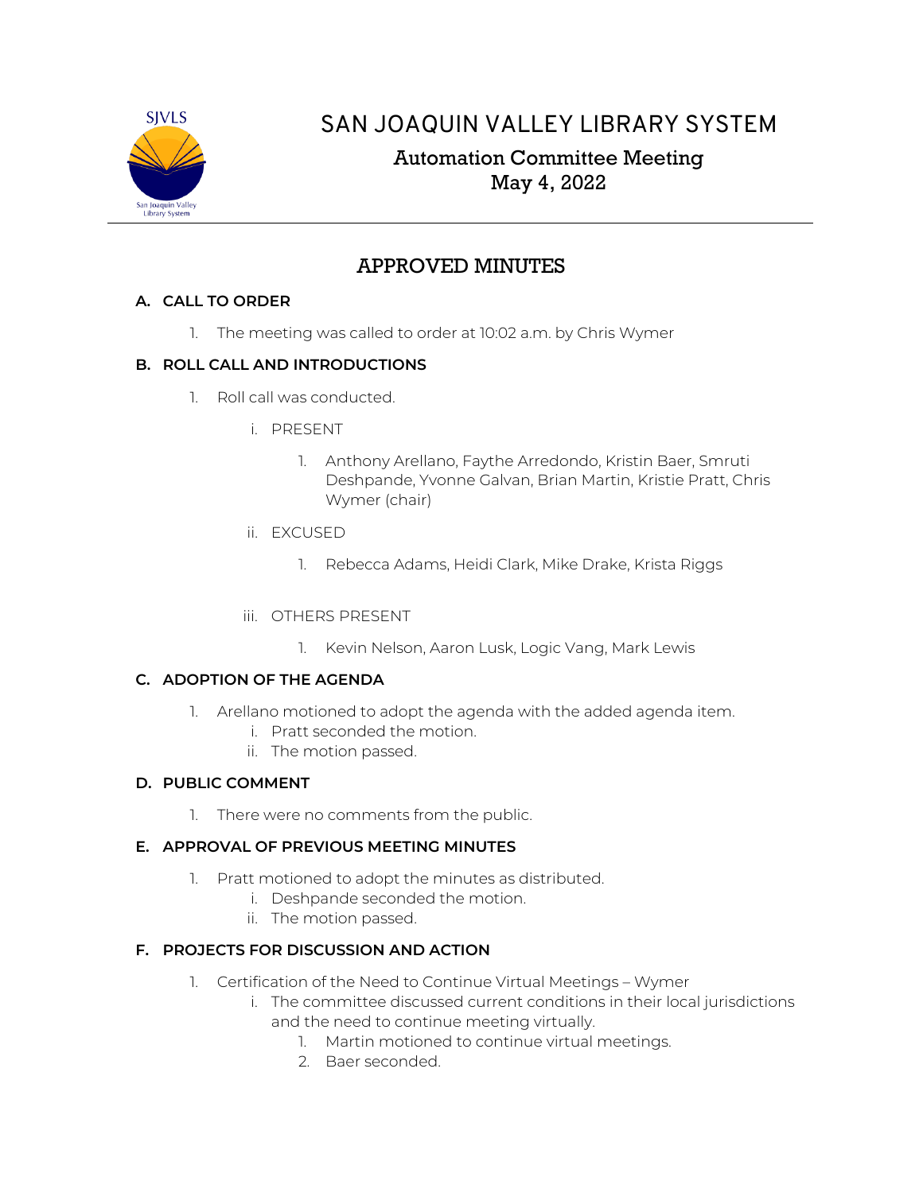# SAN JOAQUIN VALLEY LIBRARY SYSTEM

## Automation Committee Meeting
## May 4, 2022

## APPROVED MINUTES

### A. CALL TO ORDER

1. The meeting was called to order at 10:02 a.m. by Chris Wymer

### B. ROLL CALL AND INTRODUCTIONS

1. Roll call was conducted.
   i. PRESENT
      1. Anthony Arellano, Faythe Arredondo, Kristin Baer, Smruti Deshpande, Yvonne Galvan, Brian Martin, Kristie Pratt, Chris Wymer (chair)

   ii. EXCUSED
      1. Rebecca Adams, Heidi Clark, Mike Drake, Krista Riggs

   iii. OTHERS PRESENT
      1. Kevin Nelson, Aaron Lusk, Logic Vang, Mark Lewis

### C. ADOPTION OF THE AGENDA

1. Arellano motioned to adopt the agenda with the added agenda item.
   i. Pratt seconded the motion.
   ii. The motion passed.

### D. PUBLIC COMMENT

1. There were no comments from the public.

### E. APPROVAL OF PREVIOUS MEETING MINUTES

1. Pratt motioned to adopt the minutes as distributed.
   i. Deshpande seconded the motion.
   ii. The motion passed.

### F. PROJECTS FOR DISCUSSION AND ACTION

1. Certification of the Need to Continue Virtual Meetings – Wymer
   i. The committee discussed current conditions in their local jurisdictions and the need to continue meeting virtually.
      1. Martin motioned to continue virtual meetings.
      2. Baer seconded.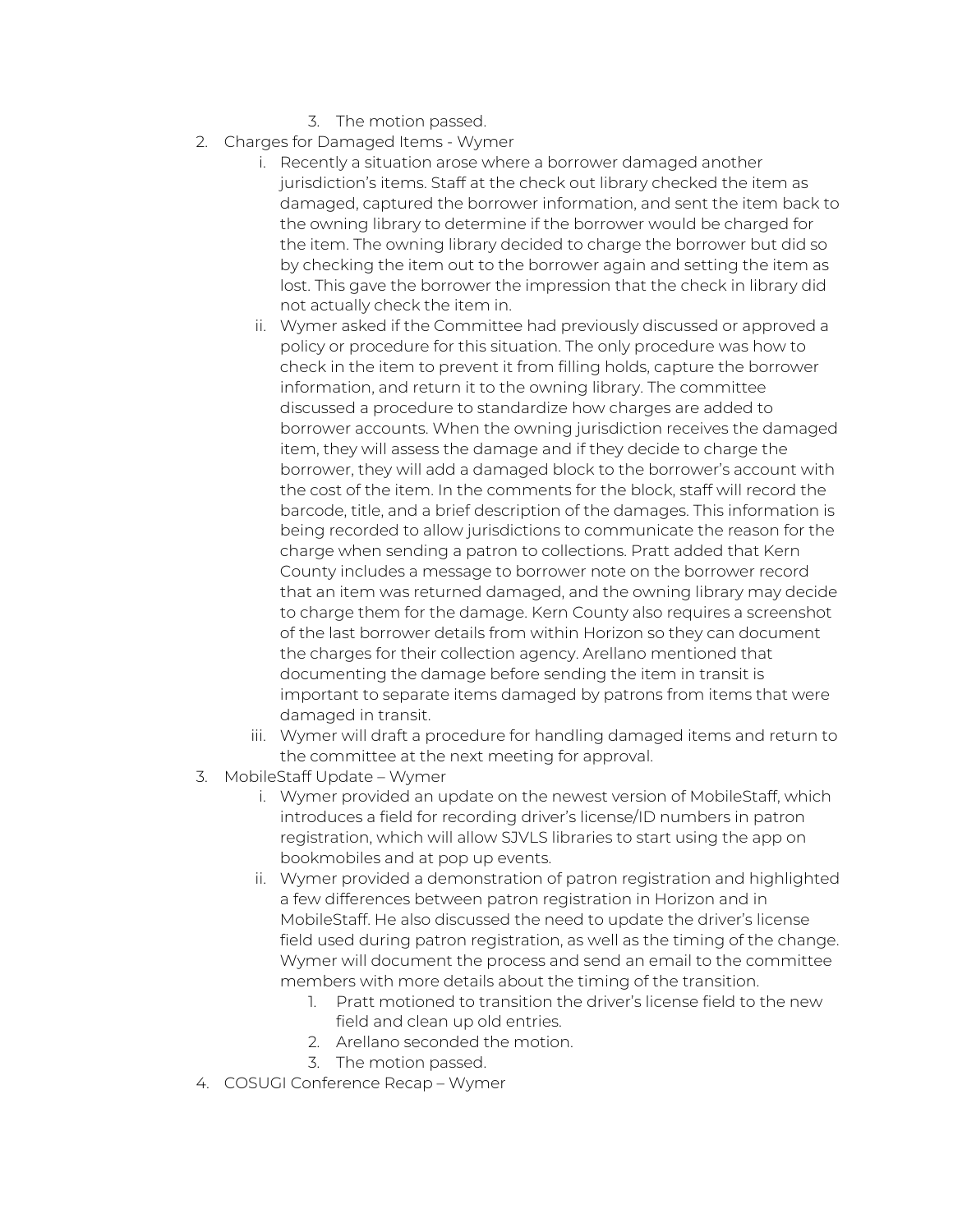3. The motion passed.

2. Charges for Damaged Items - Wymer
    i. Recently a situation arose where a borrower damaged another jurisdiction's items. Staff at the check out library checked the item as damaged, captured the borrower information, and sent the item back to the owning library to determine if the borrower would be charged for the item. The owning library decided to charge the borrower but did so by checking the item out to the borrower again and setting the item as lost. This gave the borrower the impression that the check in library did not actually check the item in.
    ii. Wymer asked if the Committee had previously discussed or approved a policy or procedure for this situation. The only procedure was how to check in the item to prevent it from filling holds, capture the borrower information, and return it to the owning library. The committee discussed a procedure to standardize how charges are added to borrower accounts. When the owning jurisdiction receives the damaged item, they will assess the damage and if they decide to charge the borrower, they will add a damaged block to the borrower's account with the cost of the item. In the comments for the block, staff will record the barcode, title, and a brief description of the damages. This information is being recorded to allow jurisdictions to communicate the reason for the charge when sending a patron to collections. Pratt added that Kern County includes a message to borrower note on the borrower record that an item was returned damaged, and the owning library may decide to charge them for the damage. Kern County also requires a screenshot of the last borrower details from within Horizon so they can document the charges for their collection agency. Arellano mentioned that documenting the damage before sending the item in transit is important to separate items damaged by patrons from items that were damaged in transit.
    iii. Wymer will draft a procedure for handling damaged items and return to the committee at the next meeting for approval.
3. MobileStaff Update – Wymer
    i. Wymer provided an update on the newest version of MobileStaff, which introduces a field for recording driver's license/ID numbers in patron registration, which will allow SJVLS libraries to start using the app on bookmobiles and at pop up events.
    ii. Wymer provided a demonstration of patron registration and highlighted a few differences between patron registration in Horizon and in MobileStaff. He also discussed the need to update the driver's license field used during patron registration, as well as the timing of the change. Wymer will document the process and send an email to the committee members with more details about the timing of the transition.
        1. Pratt motioned to transition the driver's license field to the new field and clean up old entries.
        2. Arellano seconded the motion.
        3. The motion passed.
4. COSUGI Conference Recap – Wymer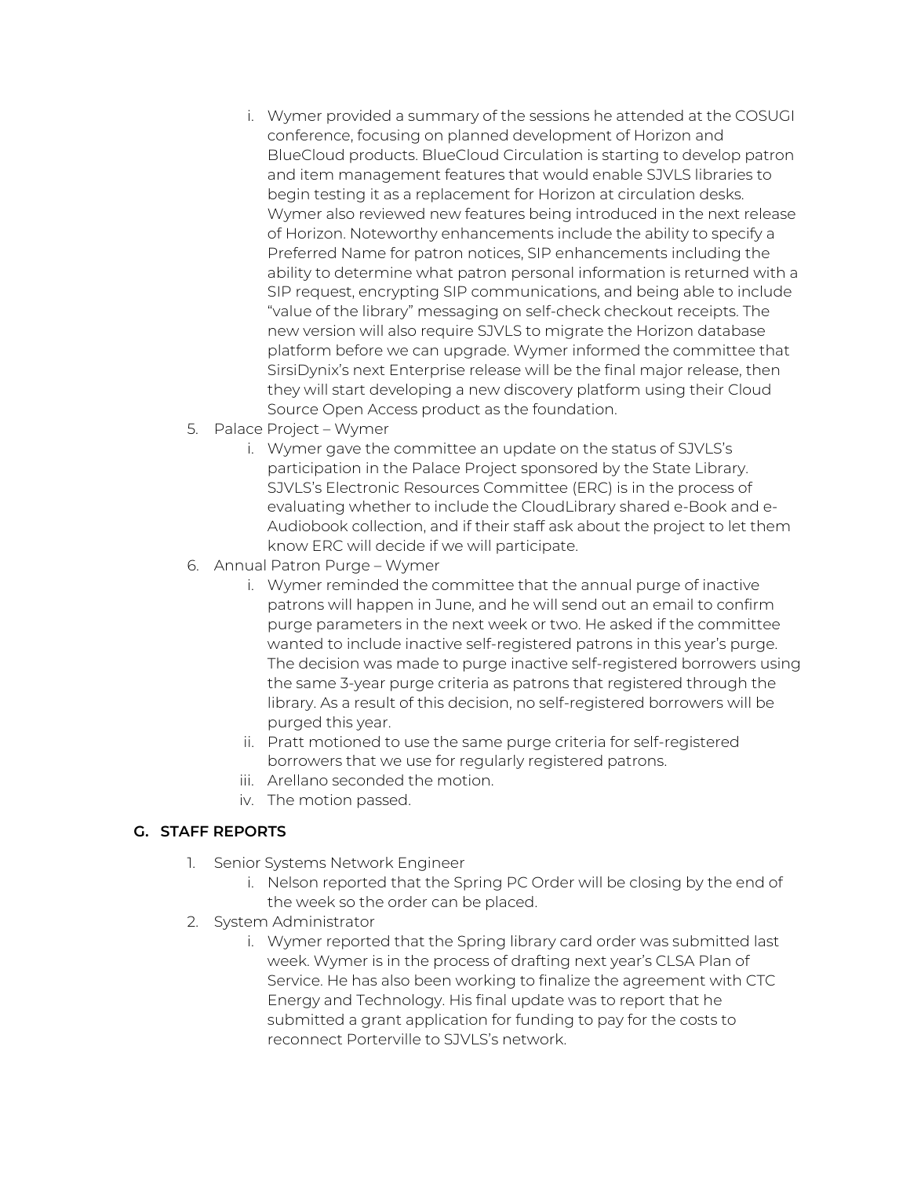i. Wymer provided a summary of the sessions he attended at the COSUGI conference, focusing on planned development of Horizon and BlueCloud products. BlueCloud Circulation is starting to develop patron and item management features that would enable SJVLS libraries to begin testing it as a replacement for Horizon at circulation desks. Wymer also reviewed new features being introduced in the next release of Horizon. Noteworthy enhancements include the ability to specify a Preferred Name for patron notices, SIP enhancements including the ability to determine what patron personal information is returned with a SIP request, encrypting SIP communications, and being able to include "value of the library" messaging on self-check checkout receipts. The new version will also require SJVLS to migrate the Horizon database platform before we can upgrade. Wymer informed the committee that SirsiDynix's next Enterprise release will be the final major release, then they will start developing a new discovery platform using their Cloud Source Open Access product as the foundation.

5. Palace Project – Wymer
   i. Wymer gave the committee an update on the status of SJVLS's participation in the Palace Project sponsored by the State Library. SJVLS's Electronic Resources Committee (ERC) is in the process of evaluating whether to include the CloudLibrary shared e-Book and e-Audiobook collection, and if their staff ask about the project to let them know ERC will decide if we will participate.
6. Annual Patron Purge – Wymer
   i. Wymer reminded the committee that the annual purge of inactive patrons will happen in June, and he will send out an email to confirm purge parameters in the next week or two. He asked if the committee wanted to include inactive self-registered patrons in this year's purge. The decision was made to purge inactive self-registered borrowers using the same 3-year purge criteria as patrons that registered through the library. As a result of this decision, no self-registered borrowers will be purged this year.
   ii. Pratt motioned to use the same purge criteria for self-registered borrowers that we use for regularly registered patrons.
   iii. Arellano seconded the motion.
   iv. The motion passed.

## G. STAFF REPORTS

1. Senior Systems Network Engineer
   i. Nelson reported that the Spring PC Order will be closing by the end of the week so the order can be placed.
2. System Administrator
   i. Wymer reported that the Spring library card order was submitted last week. Wymer is in the process of drafting next year's CLSA Plan of Service. He has also been working to finalize the agreement with CTC Energy and Technology. His final update was to report that he submitted a grant application for funding to pay for the costs to reconnect Porterville to SJVLS's network.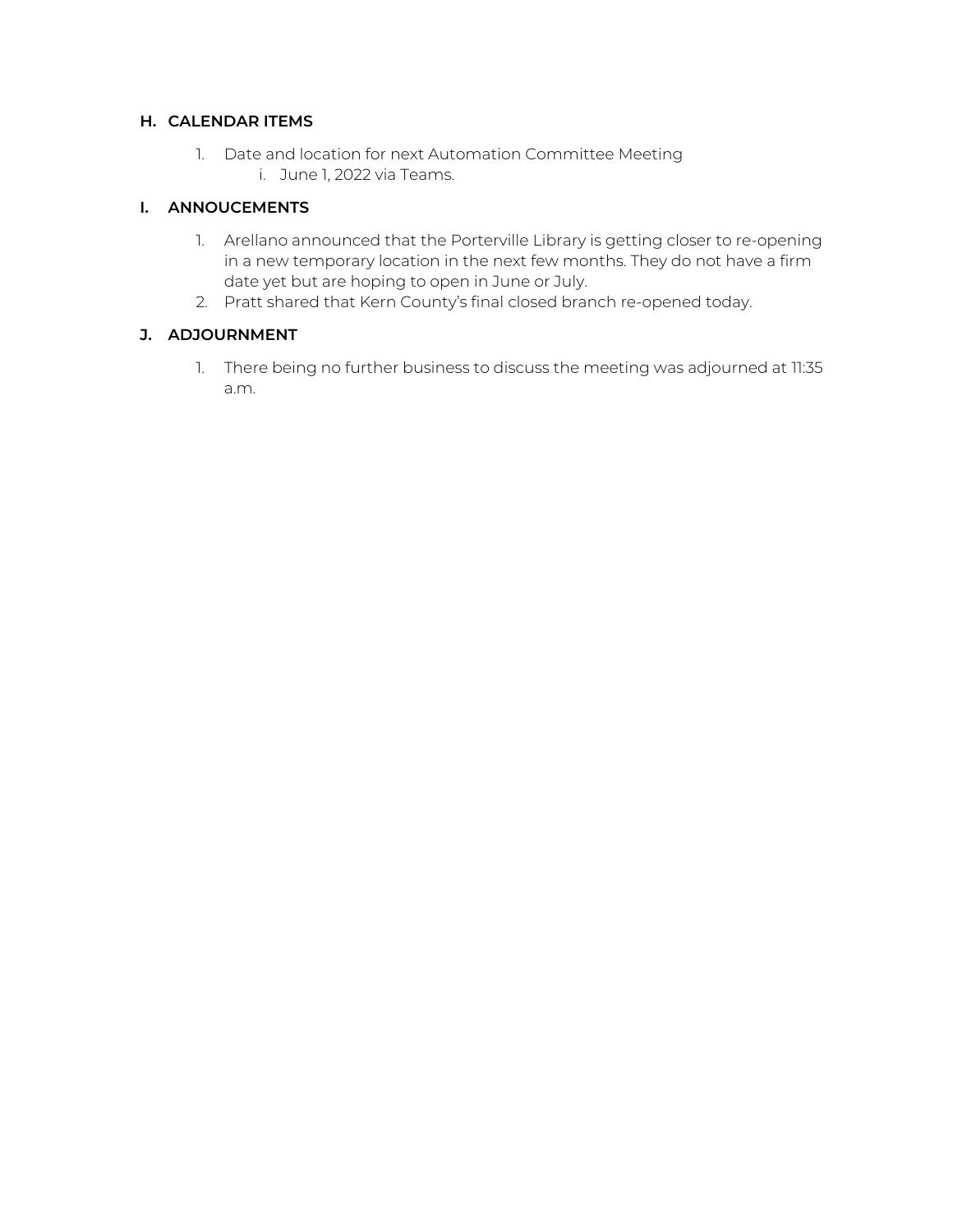## H. CALENDAR ITEMS

1. Date and location for next Automation Committee Meeting
   i. June 1, 2022 via Teams.

## I. ANNOUCEMENTS

1. Arellano announced that the Porterville Library is getting closer to re-opening in a new temporary location in the next few months. They do not have a firm date yet but are hoping to open in June or July.
2. Pratt shared that Kern County's final closed branch re-opened today.

## J. ADJOURNMENT

1. There being no further business to discuss the meeting was adjourned at 11:35 a.m.